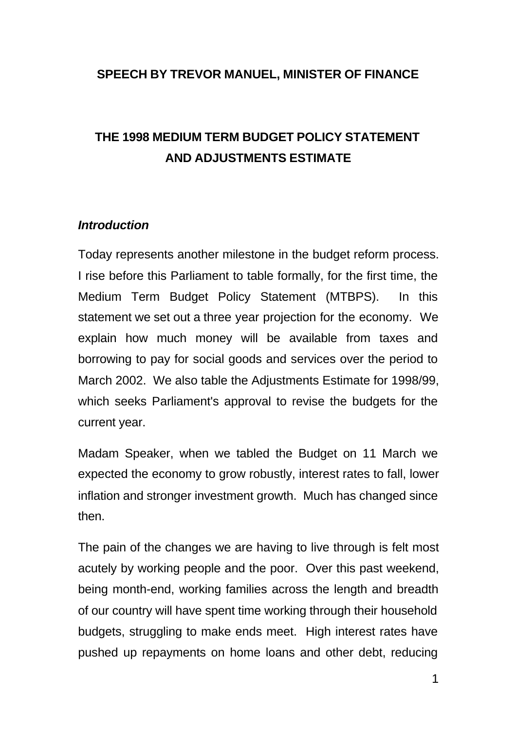**SPEECH BY TREVOR MANUEL, MINISTER OF FINANCE**

# THE 1998 MEDIUM TERM BUDGET POLICY STATEMENT AND ADJUSTMENTS ESTIMATE

### *Introduction*

Today represents another milestone in the budget reform process. I rise before this Parliament to table formally, for the first time, the Medium Term Budget Policy Statement (MTBPS). In this statement we set out a three year projection for the economy. We explain how much money will be available from taxes and borrowing to pay for social goods and services over the period to March 2002. We also table the Adjustments Estimate for 1998/99, which seeks Parliament's approval to revise the budgets for the current year.

Madam Speaker, when we tabled the Budget on 11 March we expected the economy to grow robustly, interest rates to fall, lower inflation and stronger investment growth. Much has changed since then.

The pain of the changes we are having to live through is felt most acutely by working people and the poor. Over this past weekend, being month-end, working families across the length and breadth of our country will have spent time working through their household budgets, struggling to make ends meet. High interest rates have pushed up repayments on home loans and other debt, reducing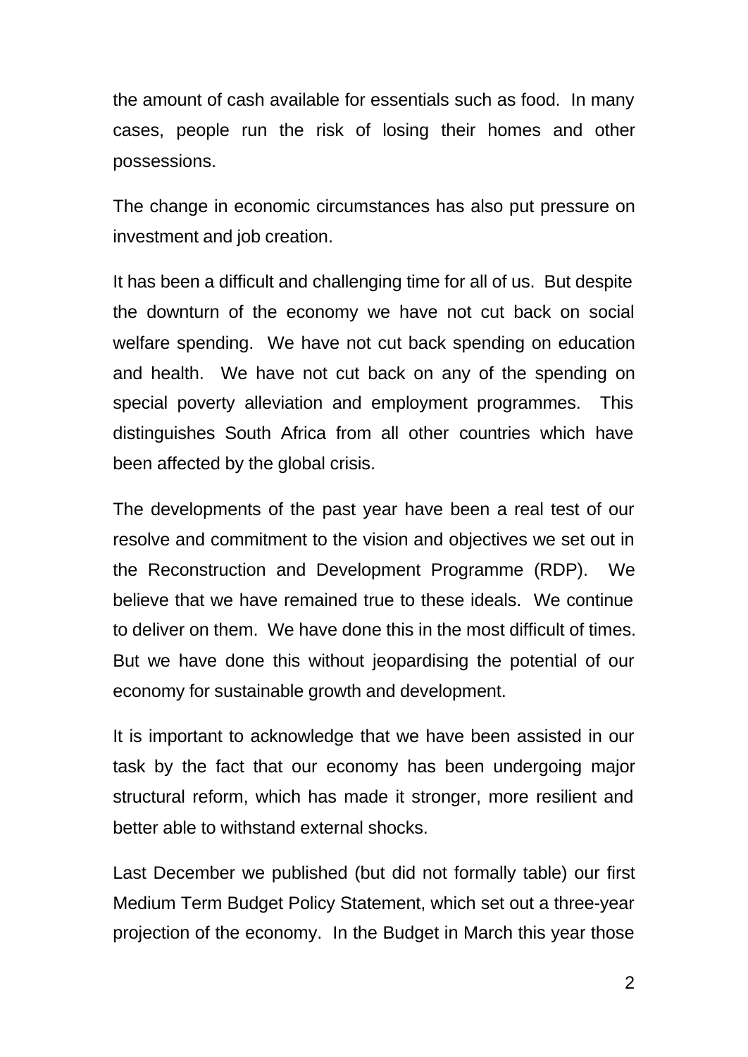the amount of cash available for essentials such as food.  In many cases, people run the risk of losing their homes and other possessions.

The change in economic circumstances has also put pressure on investment and job creation.

It has been a difficult and challenging time for all of us.  But despite the downturn of the economy we have not cut back on social welfare spending.  We have not cut back spending on education and health.  We have not cut back on any of the spending on special poverty alleviation and employment programmes.  This distinguishes South Africa from all other countries which have been affected by the global crisis.

The developments of the past year have been a real test of our resolve and commitment to the vision and objectives we set out in the Reconstruction and Development Programme (RDP).  We believe that we have remained true to these ideals.  We continue to deliver on them.  We have done this in the most difficult of times.  But we have done this without jeopardising the potential of our economy for sustainable growth and development.

It is important to acknowledge that we have been assisted in our task by the fact that our economy has been undergoing major structural reform, which has made it stronger, more resilient and better able to withstand external shocks.

Last December we published (but did not formally table) our first Medium Term Budget Policy Statement, which set out a three-year projection of the economy.  In the Budget in March this year those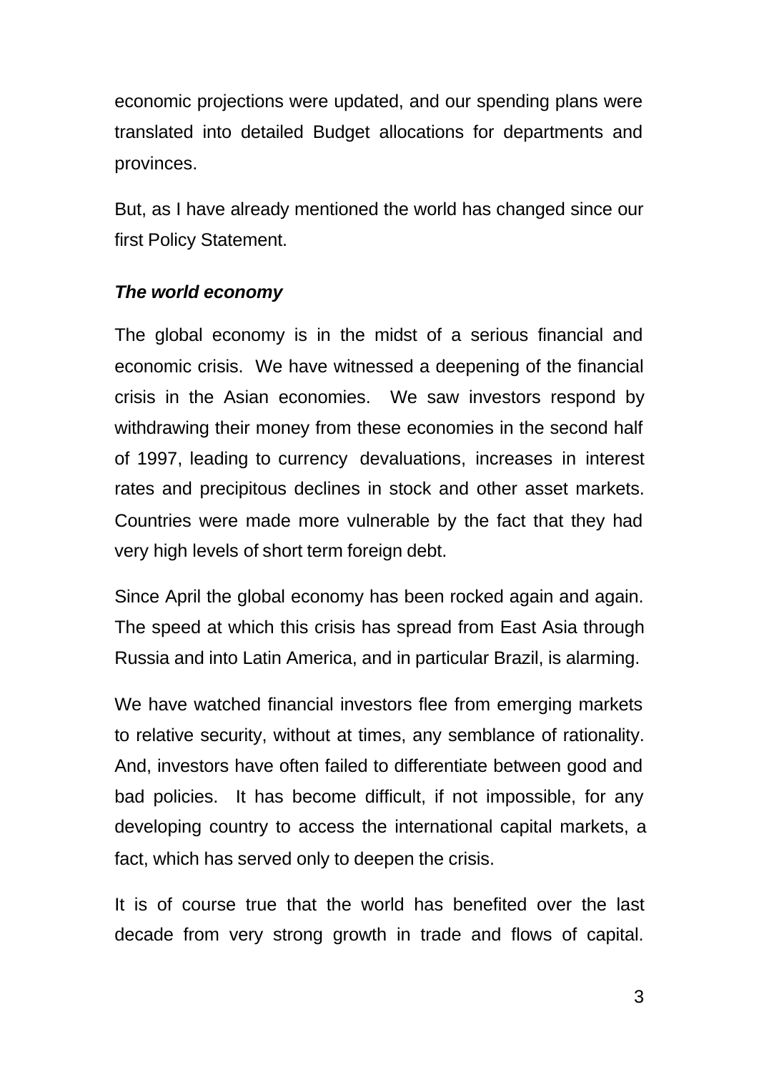economic projections were updated, and our spending plans were translated into detailed Budget allocations for departments and provinces.

But, as I have already mentioned the world has changed since our first Policy Statement.

***The world economy***

The global economy is in the midst of a serious financial and economic crisis. We have witnessed a deepening of the financial crisis in the Asian economies. We saw investors respond by withdrawing their money from these economies in the second half of 1997, leading to currency devaluations, increases in interest rates and precipitous declines in stock and other asset markets. Countries were made more vulnerable by the fact that they had very high levels of short term foreign debt.

Since April the global economy has been rocked again and again. The speed at which this crisis has spread from East Asia through Russia and into Latin America, and in particular Brazil, is alarming.

We have watched financial investors flee from emerging markets to relative security, without at times, any semblance of rationality. And, investors have often failed to differentiate between good and bad policies. It has become difficult, if not impossible, for any developing country to access the international capital markets, a fact, which has served only to deepen the crisis.

It is of course true that the world has benefited over the last decade from very strong growth in trade and flows of capital.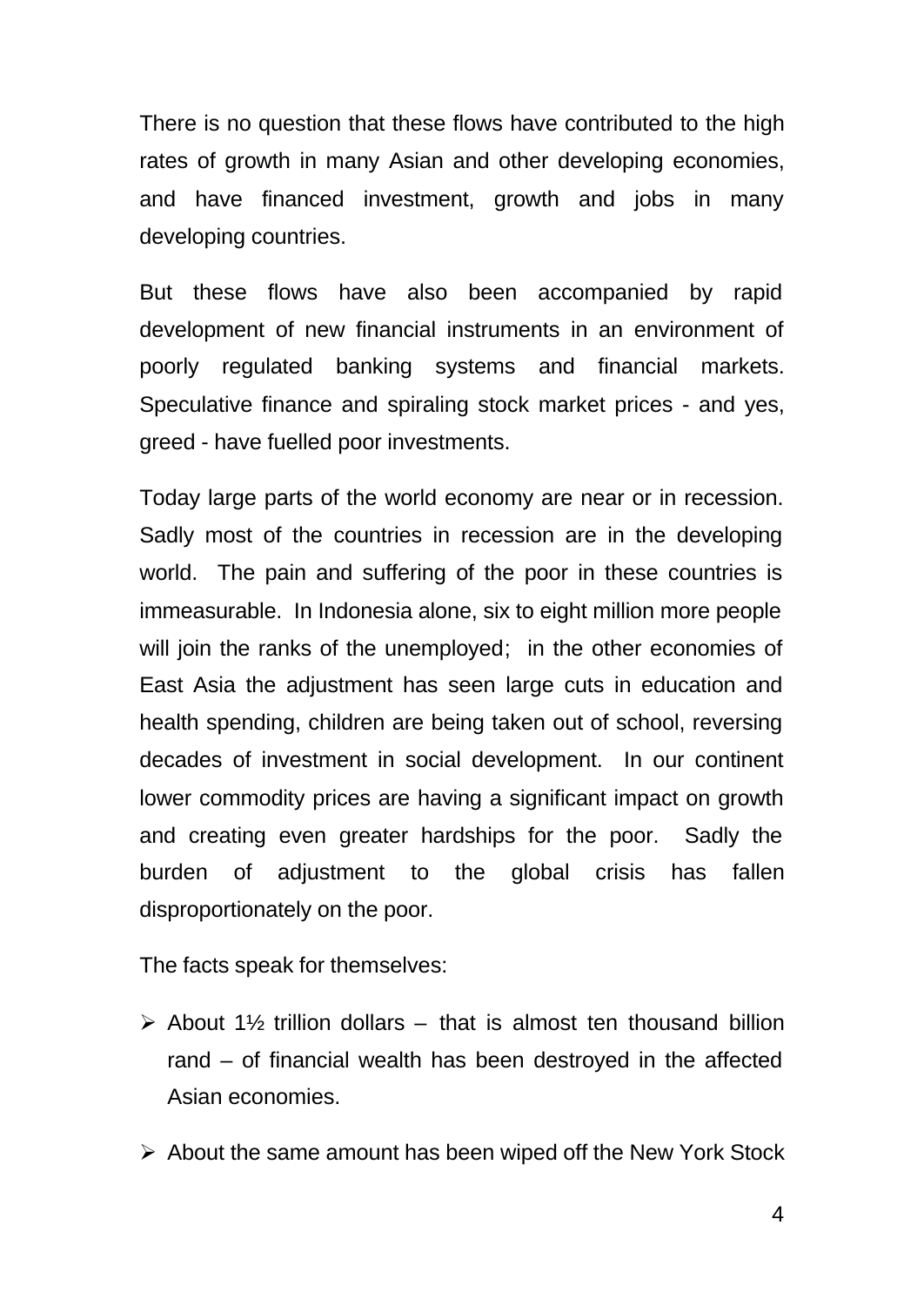There is no question that these flows have contributed to the high rates of growth in many Asian and other developing economies, and have financed investment, growth and jobs in many developing countries.

But these flows have also been accompanied by rapid development of new financial instruments in an environment of poorly regulated banking systems and financial markets. Speculative finance and spiraling stock market prices - and yes, greed - have fuelled poor investments.

Today large parts of the world economy are near or in recession. Sadly most of the countries in recession are in the developing world. The pain and suffering of the poor in these countries is immeasurable. In Indonesia alone, six to eight million more people will join the ranks of the unemployed; in the other economies of East Asia the adjustment has seen large cuts in education and health spending, children are being taken out of school, reversing decades of investment in social development. In our continent lower commodity prices are having a significant impact on growth and creating even greater hardships for the poor. Sadly the burden of adjustment to the global crisis has fallen disproportionately on the poor.

The facts speak for themselves:

- About 1½ trillion dollars – that is almost ten thousand billion rand – of financial wealth has been destroyed in the affected Asian economies.
- About the same amount has been wiped off the New York Stock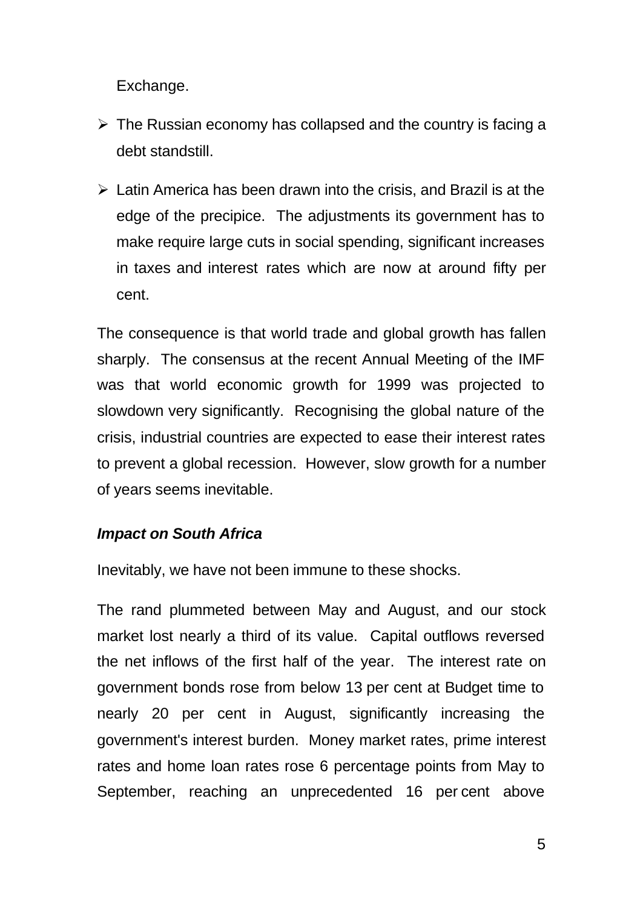Exchange.

- The Russian economy has collapsed and the country is facing a debt standstill.
- Latin America has been drawn into the crisis, and Brazil is at the edge of the precipice. The adjustments its government has to make require large cuts in social spending, significant increases in taxes and interest rates which are now at around fifty per cent.

The consequence is that world trade and global growth has fallen sharply. The consensus at the recent Annual Meeting of the IMF was that world economic growth for 1999 was projected to slowdown very significantly. Recognising the global nature of the crisis, industrial countries are expected to ease their interest rates to prevent a global recession. However, slow growth for a number of years seems inevitable.

***Impact on South Africa***

Inevitably, we have not been immune to these shocks.

The rand plummeted between May and August, and our stock market lost nearly a third of its value. Capital outflows reversed the net inflows of the first half of the year. The interest rate on government bonds rose from below 13 per cent at Budget time to nearly 20 per cent in August, significantly increasing the government's interest burden. Money market rates, prime interest rates and home loan rates rose 6 percentage points from May to September, reaching an unprecedented 16 per cent above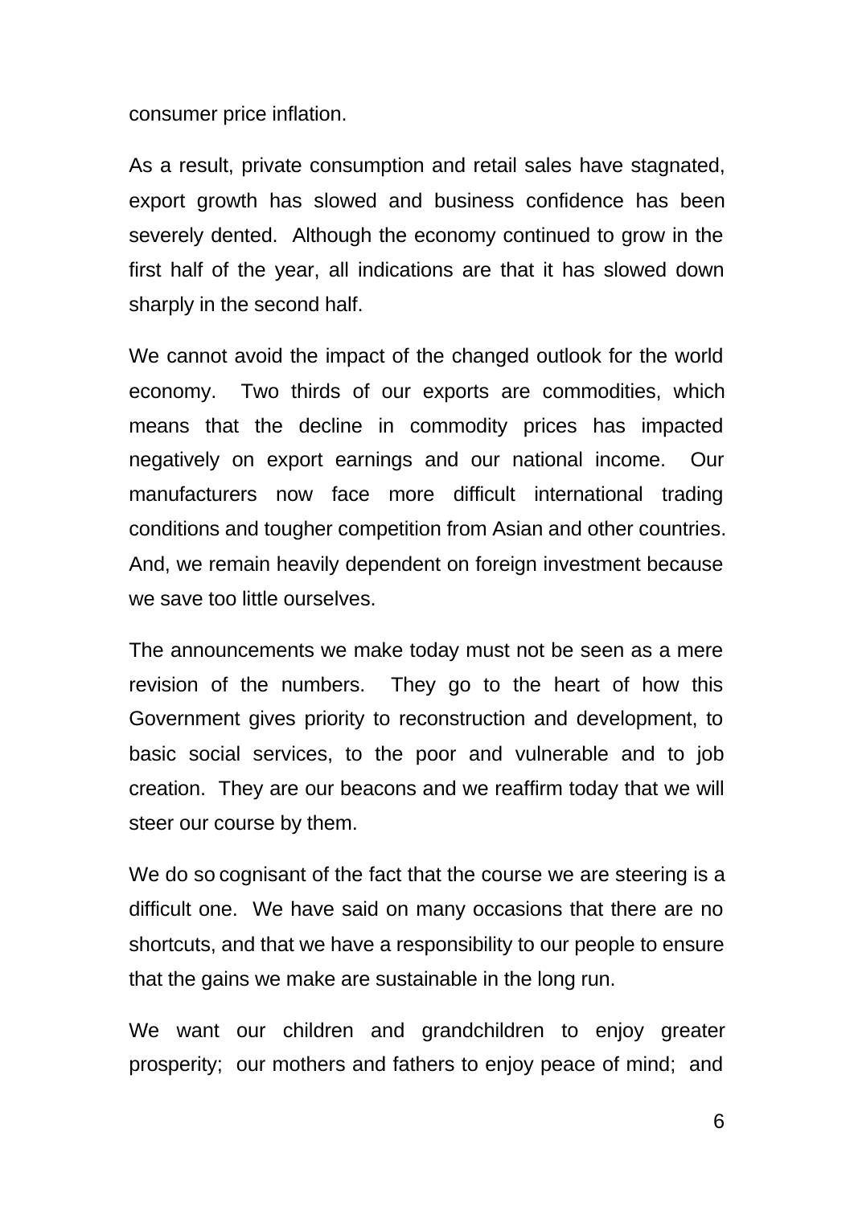consumer price inflation.

As a result, private consumption and retail sales have stagnated, export growth has slowed and business confidence has been severely dented. Although the economy continued to grow in the first half of the year, all indications are that it has slowed down sharply in the second half.

We cannot avoid the impact of the changed outlook for the world economy. Two thirds of our exports are commodities, which means that the decline in commodity prices has impacted negatively on export earnings and our national income. Our manufacturers now face more difficult international trading conditions and tougher competition from Asian and other countries. And, we remain heavily dependent on foreign investment because we save too little ourselves.

The announcements we make today must not be seen as a mere revision of the numbers. They go to the heart of how this Government gives priority to reconstruction and development, to basic social services, to the poor and vulnerable and to job creation. They are our beacons and we reaffirm today that we will steer our course by them.

We do so cognisant of the fact that the course we are steering is a difficult one. We have said on many occasions that there are no shortcuts, and that we have a responsibility to our people to ensure that the gains we make are sustainable in the long run.

We want our children and grandchildren to enjoy greater prosperity; our mothers and fathers to enjoy peace of mind; and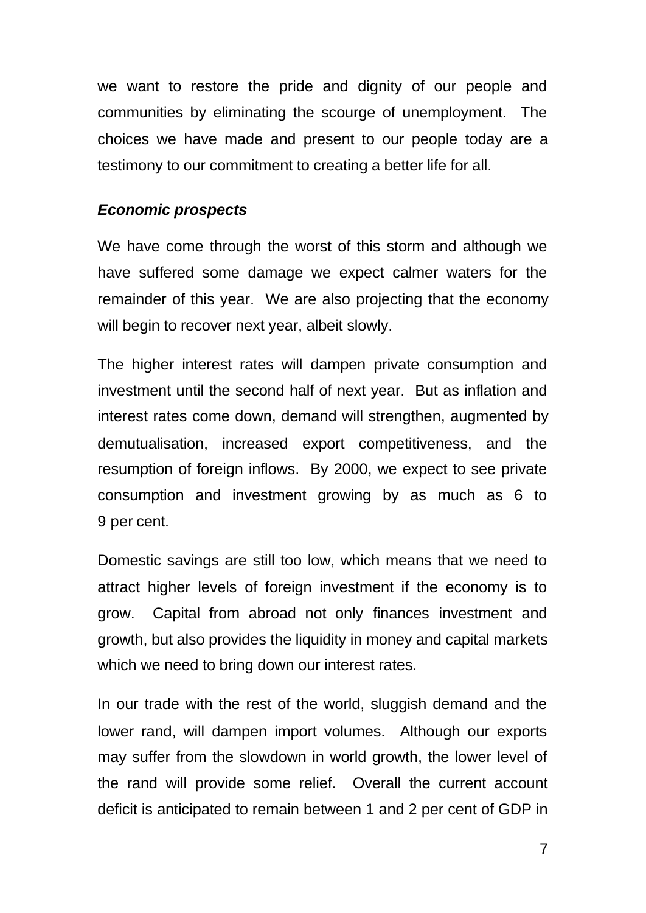we want to restore the pride and dignity of our people and communities by eliminating the scourge of unemployment. The choices we have made and present to our people today are a testimony to our commitment to creating a better life for all.

***Economic prospects***

We have come through the worst of this storm and although we have suffered some damage we expect calmer waters for the remainder of this year. We are also projecting that the economy will begin to recover next year, albeit slowly.

The higher interest rates will dampen private consumption and investment until the second half of next year. But as inflation and interest rates come down, demand will strengthen, augmented by demutualisation, increased export competitiveness, and the resumption of foreign inflows. By 2000, we expect to see private consumption and investment growing by as much as 6 to 9 per cent.

Domestic savings are still too low, which means that we need to attract higher levels of foreign investment if the economy is to grow. Capital from abroad not only finances investment and growth, but also provides the liquidity in money and capital markets which we need to bring down our interest rates.

In our trade with the rest of the world, sluggish demand and the lower rand, will dampen import volumes. Although our exports may suffer from the slowdown in world growth, the lower level of the rand will provide some relief. Overall the current account deficit is anticipated to remain between 1 and 2 per cent of GDP in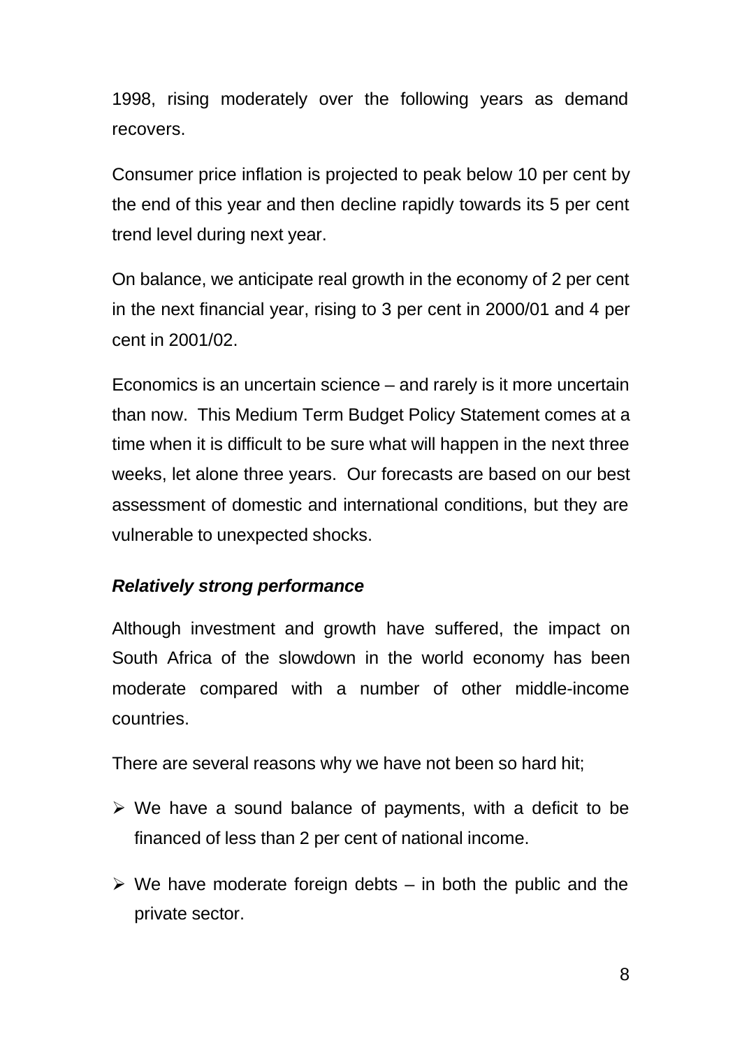1998, rising moderately over the following years as demand recovers.

Consumer price inflation is projected to peak below 10 per cent by the end of this year and then decline rapidly towards its 5 per cent trend level during next year.

On balance, we anticipate real growth in the economy of 2 per cent in the next financial year, rising to 3 per cent in 2000/01 and 4 per cent in 2001/02.

Economics is an uncertain science – and rarely is it more uncertain than now.  This Medium Term Budget Policy Statement comes at a time when it is difficult to be sure what will happen in the next three weeks, let alone three years.  Our forecasts are based on our best assessment of domestic and international conditions, but they are vulnerable to unexpected shocks.

***Relatively strong performance***

Although investment and growth have suffered, the impact on South Africa of the slowdown in the world economy has been moderate compared with a number of other middle-income countries.

There are several reasons why we have not been so hard hit;

- We have a sound balance of payments, with a deficit to be financed of less than 2 per cent of national income.
- We have moderate foreign debts – in both the public and the private sector.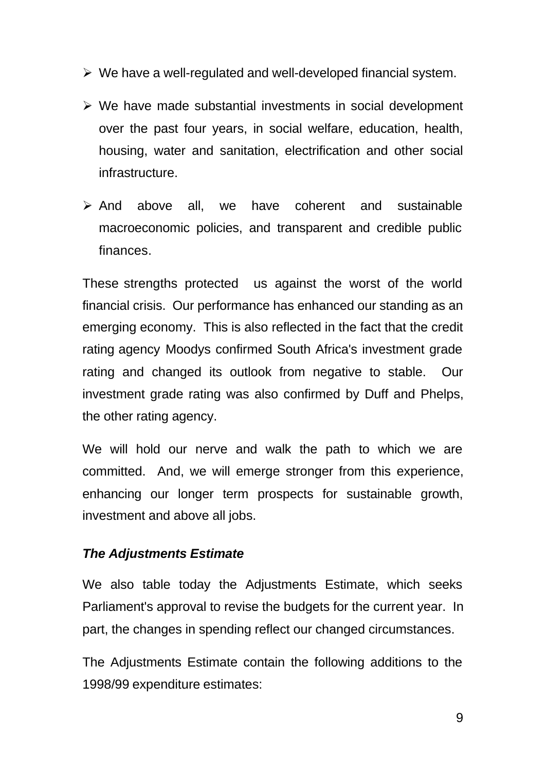- We have a well-regulated and well-developed financial system.
- We have made substantial investments in social development over the past four years, in social welfare, education, health, housing, water and sanitation, electrification and other social infrastructure.
- And above all, we have coherent and sustainable macroeconomic policies, and transparent and credible public finances.

These strengths protected us against the worst of the world financial crisis. Our performance has enhanced our standing as an emerging economy. This is also reflected in the fact that the credit rating agency Moodys confirmed South Africa's investment grade rating and changed its outlook from negative to stable. Our investment grade rating was also confirmed by Duff and Phelps, the other rating agency.

We will hold our nerve and walk the path to which we are committed. And, we will emerge stronger from this experience, enhancing our longer term prospects for sustainable growth, investment and above all jobs.

***The Adjustments Estimate***

We also table today the Adjustments Estimate, which seeks Parliament's approval to revise the budgets for the current year. In part, the changes in spending reflect our changed circumstances.

The Adjustments Estimate contain the following additions to the 1998/99 expenditure estimates: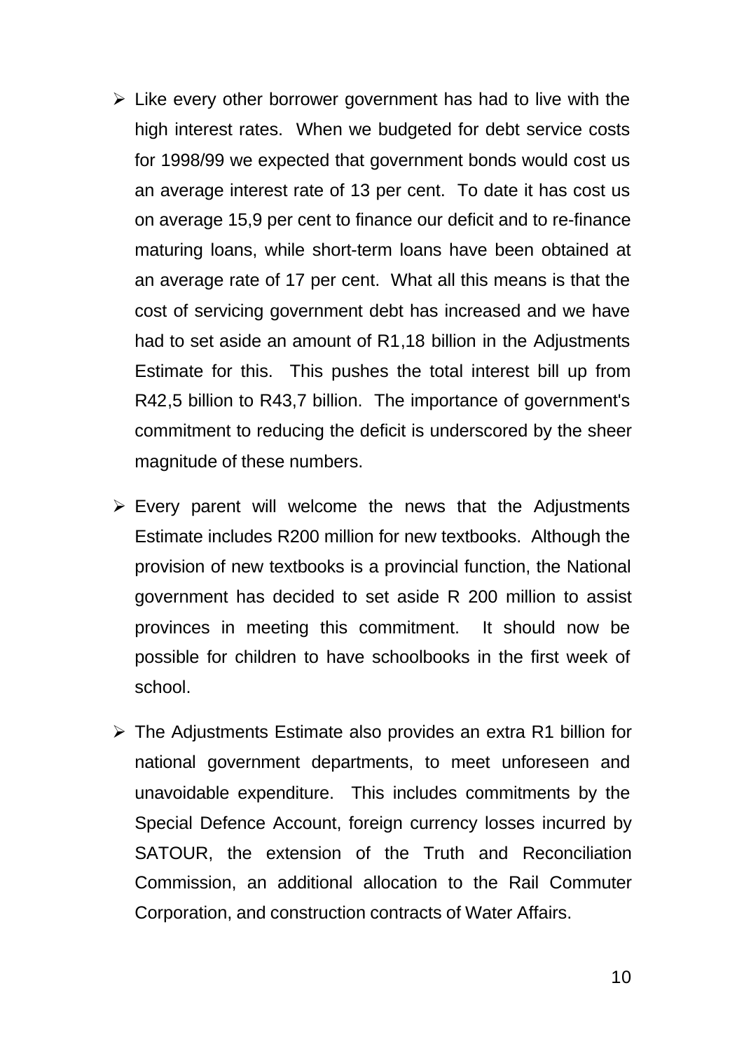- Like every other borrower government has had to live with the high interest rates. When we budgeted for debt service costs for 1998/99 we expected that government bonds would cost us an average interest rate of 13 per cent. To date it has cost us on average 15,9 per cent to finance our deficit and to re-finance maturing loans, while short-term loans have been obtained at an average rate of 17 per cent. What all this means is that the cost of servicing government debt has increased and we have had to set aside an amount of R1,18 billion in the Adjustments Estimate for this. This pushes the total interest bill up from R42,5 billion to R43,7 billion. The importance of government's commitment to reducing the deficit is underscored by the sheer magnitude of these numbers.

- Every parent will welcome the news that the Adjustments Estimate includes R200 million for new textbooks. Although the provision of new textbooks is a provincial function, the National government has decided to set aside R 200 million to assist provinces in meeting this commitment. It should now be possible for children to have schoolbooks in the first week of school.

- The Adjustments Estimate also provides an extra R1 billion for national government departments, to meet unforeseen and unavoidable expenditure. This includes commitments by the Special Defence Account, foreign currency losses incurred by SATOUR, the extension of the Truth and Reconciliation Commission, an additional allocation to the Rail Commuter Corporation, and construction contracts of Water Affairs.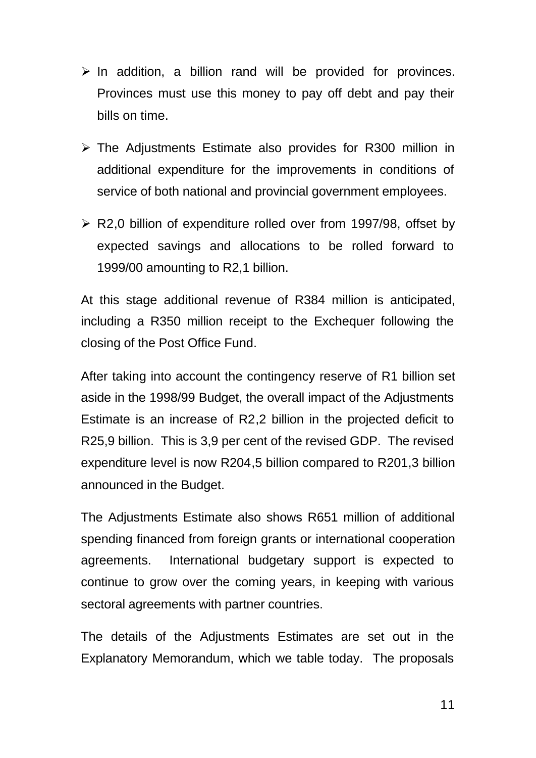- In addition, a billion rand will be provided for provinces. Provinces must use this money to pay off debt and pay their bills on time.
- The Adjustments Estimate also provides for R300 million in additional expenditure for the improvements in conditions of service of both national and provincial government employees.
- R2,0 billion of expenditure rolled over from 1997/98, offset by expected savings and allocations to be rolled forward to 1999/00 amounting to R2,1 billion.

At this stage additional revenue of R384 million is anticipated, including a R350 million receipt to the Exchequer following the closing of the Post Office Fund.

After taking into account the contingency reserve of R1 billion set aside in the 1998/99 Budget, the overall impact of the Adjustments Estimate is an increase of R2,2 billion in the projected deficit to R25,9 billion. This is 3,9 per cent of the revised GDP. The revised expenditure level is now R204,5 billion compared to R201,3 billion announced in the Budget.

The Adjustments Estimate also shows R651 million of additional spending financed from foreign grants or international cooperation agreements. International budgetary support is expected to continue to grow over the coming years, in keeping with various sectoral agreements with partner countries.

The details of the Adjustments Estimates are set out in the Explanatory Memorandum, which we table today. The proposals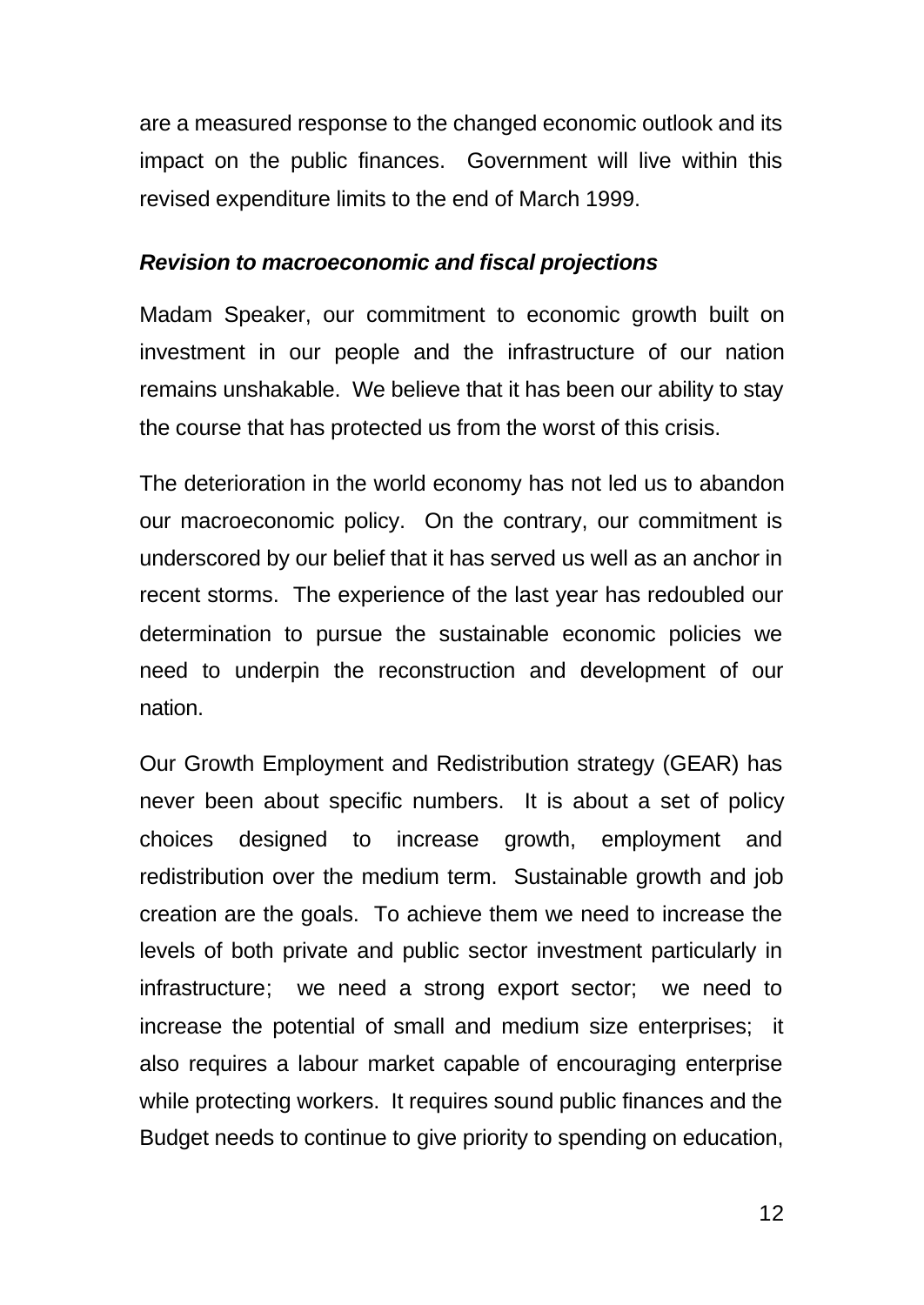are a measured response to the changed economic outlook and its impact on the public finances. Government will live within this revised expenditure limits to the end of March 1999.

***Revision to macroeconomic and fiscal projections***

Madam Speaker, our commitment to economic growth built on investment in our people and the infrastructure of our nation remains unshakable. We believe that it has been our ability to stay the course that has protected us from the worst of this crisis.

The deterioration in the world economy has not led us to abandon our macroeconomic policy. On the contrary, our commitment is underscored by our belief that it has served us well as an anchor in recent storms. The experience of the last year has redoubled our determination to pursue the sustainable economic policies we need to underpin the reconstruction and development of our nation.

Our Growth Employment and Redistribution strategy (GEAR) has never been about specific numbers. It is about a set of policy choices designed to increase growth, employment and redistribution over the medium term. Sustainable growth and job creation are the goals. To achieve them we need to increase the levels of both private and public sector investment particularly in infrastructure; we need a strong export sector; we need to increase the potential of small and medium size enterprises; it also requires a labour market capable of encouraging enterprise while protecting workers. It requires sound public finances and the Budget needs to continue to give priority to spending on education,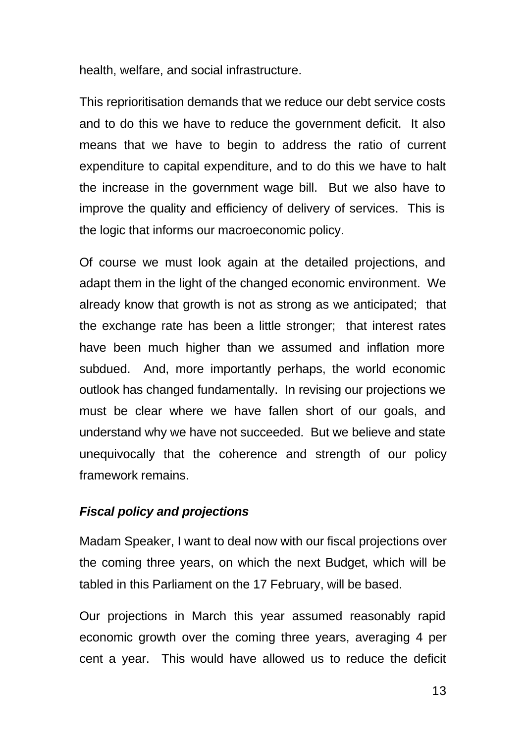health, welfare, and social infrastructure.

This reprioritisation demands that we reduce our debt service costs and to do this we have to reduce the government deficit. It also means that we have to begin to address the ratio of current expenditure to capital expenditure, and to do this we have to halt the increase in the government wage bill. But we also have to improve the quality and efficiency of delivery of services. This is the logic that informs our macroeconomic policy.

Of course we must look again at the detailed projections, and adapt them in the light of the changed economic environment. We already know that growth is not as strong as we anticipated; that the exchange rate has been a little stronger; that interest rates have been much higher than we assumed and inflation more subdued. And, more importantly perhaps, the world economic outlook has changed fundamentally. In revising our projections we must be clear where we have fallen short of our goals, and understand why we have not succeeded. But we believe and state unequivocally that the coherence and strength of our policy framework remains.

### ***Fiscal policy and projections***

Madam Speaker, I want to deal now with our fiscal projections over the coming three years, on which the next Budget, which will be tabled in this Parliament on the 17 February, will be based.

Our projections in March this year assumed reasonably rapid economic growth over the coming three years, averaging 4 per cent a year. This would have allowed us to reduce the deficit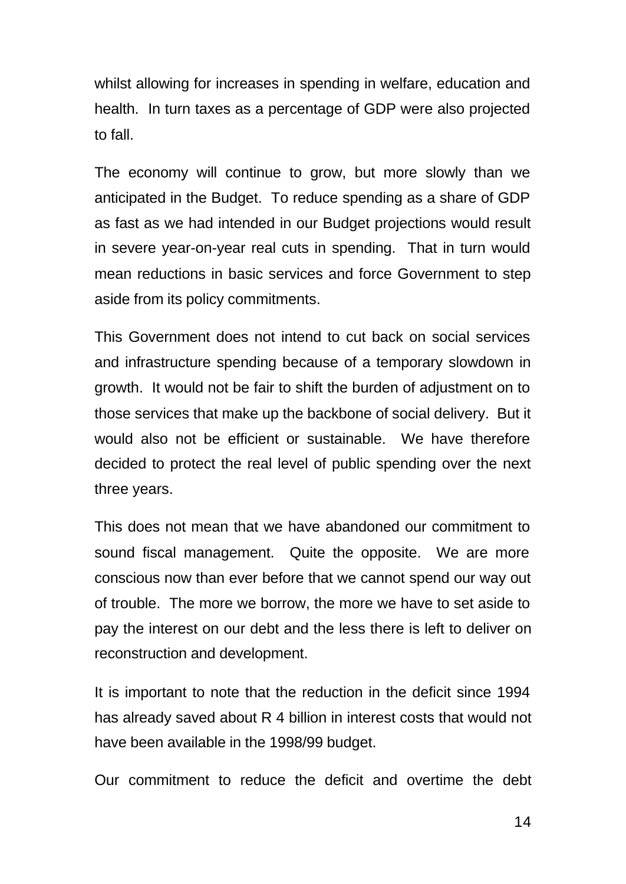whilst allowing for increases in spending in welfare, education and health. In turn taxes as a percentage of GDP were also projected to fall.

The economy will continue to grow, but more slowly than we anticipated in the Budget. To reduce spending as a share of GDP as fast as we had intended in our Budget projections would result in severe year-on-year real cuts in spending. That in turn would mean reductions in basic services and force Government to step aside from its policy commitments.

This Government does not intend to cut back on social services and infrastructure spending because of a temporary slowdown in growth. It would not be fair to shift the burden of adjustment on to those services that make up the backbone of social delivery. But it would also not be efficient or sustainable. We have therefore decided to protect the real level of public spending over the next three years.

This does not mean that we have abandoned our commitment to sound fiscal management. Quite the opposite. We are more conscious now than ever before that we cannot spend our way out of trouble. The more we borrow, the more we have to set aside to pay the interest on our debt and the less there is left to deliver on reconstruction and development.

It is important to note that the reduction in the deficit since 1994 has already saved about R 4 billion in interest costs that would not have been available in the 1998/99 budget.

Our commitment to reduce the deficit and overtime the debt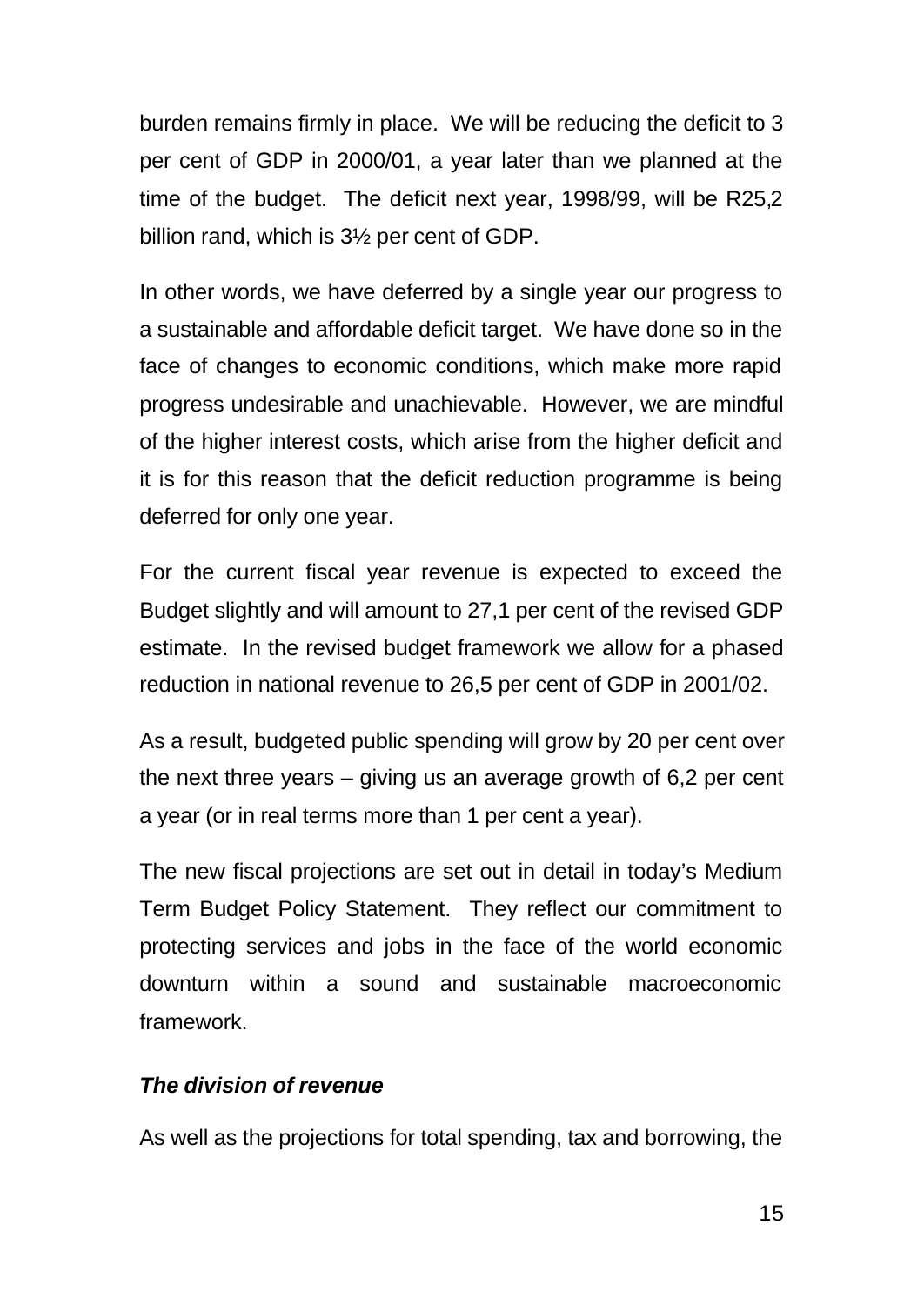burden remains firmly in place. We will be reducing the deficit to 3 per cent of GDP in 2000/01, a year later than we planned at the time of the budget. The deficit next year, 1998/99, will be R25,2 billion rand, which is 3½ per cent of GDP.

In other words, we have deferred by a single year our progress to a sustainable and affordable deficit target. We have done so in the face of changes to economic conditions, which make more rapid progress undesirable and unachievable. However, we are mindful of the higher interest costs, which arise from the higher deficit and it is for this reason that the deficit reduction programme is being deferred for only one year.

For the current fiscal year revenue is expected to exceed the Budget slightly and will amount to 27,1 per cent of the revised GDP estimate. In the revised budget framework we allow for a phased reduction in national revenue to 26,5 per cent of GDP in 2001/02.

As a result, budgeted public spending will grow by 20 per cent over the next three years – giving us an average growth of 6,2 per cent a year (or in real terms more than 1 per cent a year).

The new fiscal projections are set out in detail in today's Medium Term Budget Policy Statement. They reflect our commitment to protecting services and jobs in the face of the world economic downturn within a sound and sustainable macroeconomic framework.

***The division of revenue***

As well as the projections for total spending, tax and borrowing, the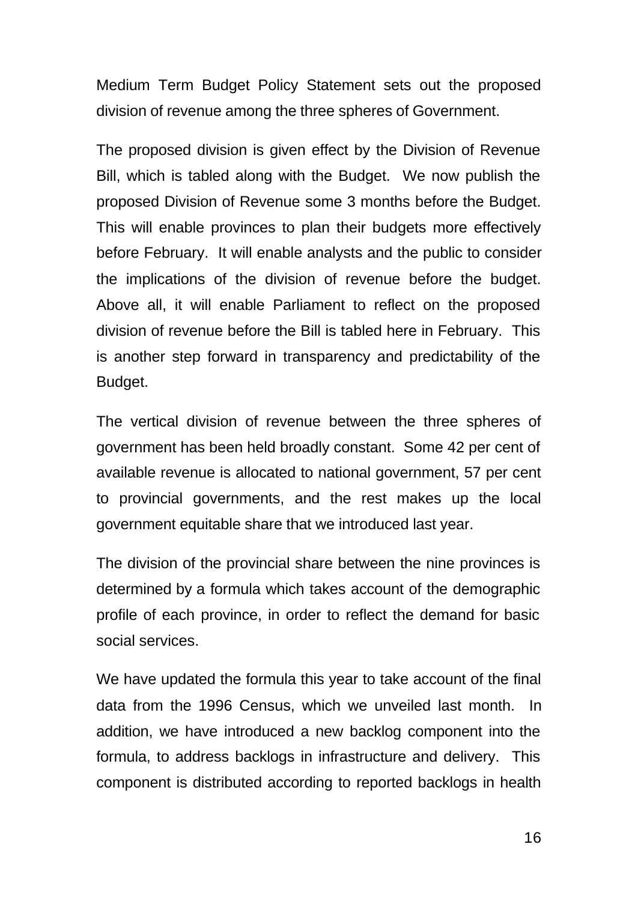Medium Term Budget Policy Statement sets out the proposed division of revenue among the three spheres of Government.

The proposed division is given effect by the Division of Revenue Bill, which is tabled along with the Budget. We now publish the proposed Division of Revenue some 3 months before the Budget. This will enable provinces to plan their budgets more effectively before February. It will enable analysts and the public to consider the implications of the division of revenue before the budget. Above all, it will enable Parliament to reflect on the proposed division of revenue before the Bill is tabled here in February. This is another step forward in transparency and predictability of the Budget.

The vertical division of revenue between the three spheres of government has been held broadly constant. Some 42 per cent of available revenue is allocated to national government, 57 per cent to provincial governments, and the rest makes up the local government equitable share that we introduced last year.

The division of the provincial share between the nine provinces is determined by a formula which takes account of the demographic profile of each province, in order to reflect the demand for basic social services.

We have updated the formula this year to take account of the final data from the 1996 Census, which we unveiled last month. In addition, we have introduced a new backlog component into the formula, to address backlogs in infrastructure and delivery. This component is distributed according to reported backlogs in health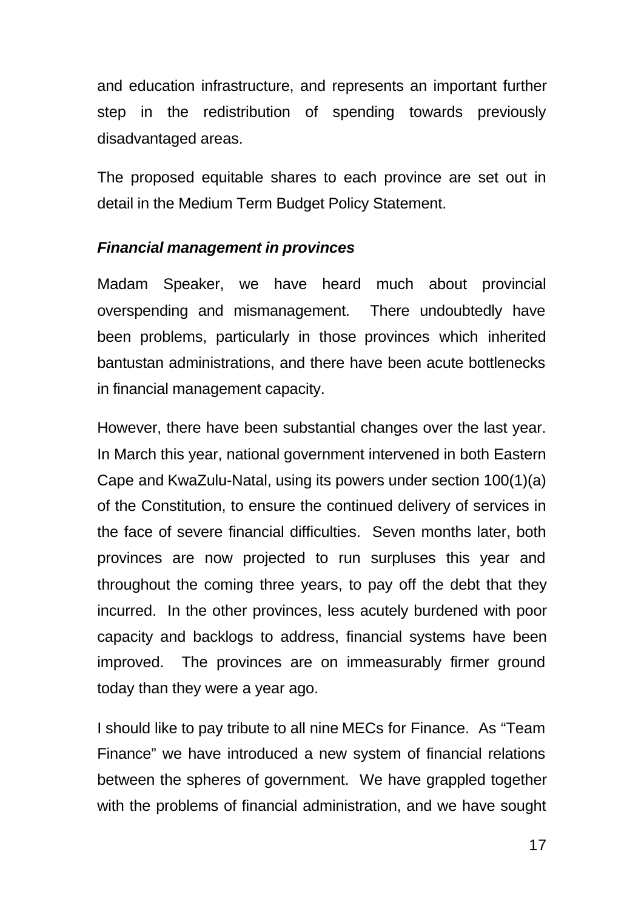and education infrastructure, and represents an important further step in the redistribution of spending towards previously disadvantaged areas.

The proposed equitable shares to each province are set out in detail in the Medium Term Budget Policy Statement.

***Financial management in provinces***

Madam Speaker, we have heard much about provincial overspending and mismanagement. There undoubtedly have been problems, particularly in those provinces which inherited bantustan administrations, and there have been acute bottlenecks in financial management capacity.

However, there have been substantial changes over the last year. In March this year, national government intervened in both Eastern Cape and KwaZulu-Natal, using its powers under section 100(1)(a) of the Constitution, to ensure the continued delivery of services in the face of severe financial difficulties. Seven months later, both provinces are now projected to run surpluses this year and throughout the coming three years, to pay off the debt that they incurred. In the other provinces, less acutely burdened with poor capacity and backlogs to address, financial systems have been improved. The provinces are on immeasurably firmer ground today than they were a year ago.

I should like to pay tribute to all nine MECs for Finance. As "Team Finance" we have introduced a new system of financial relations between the spheres of government. We have grappled together with the problems of financial administration, and we have sought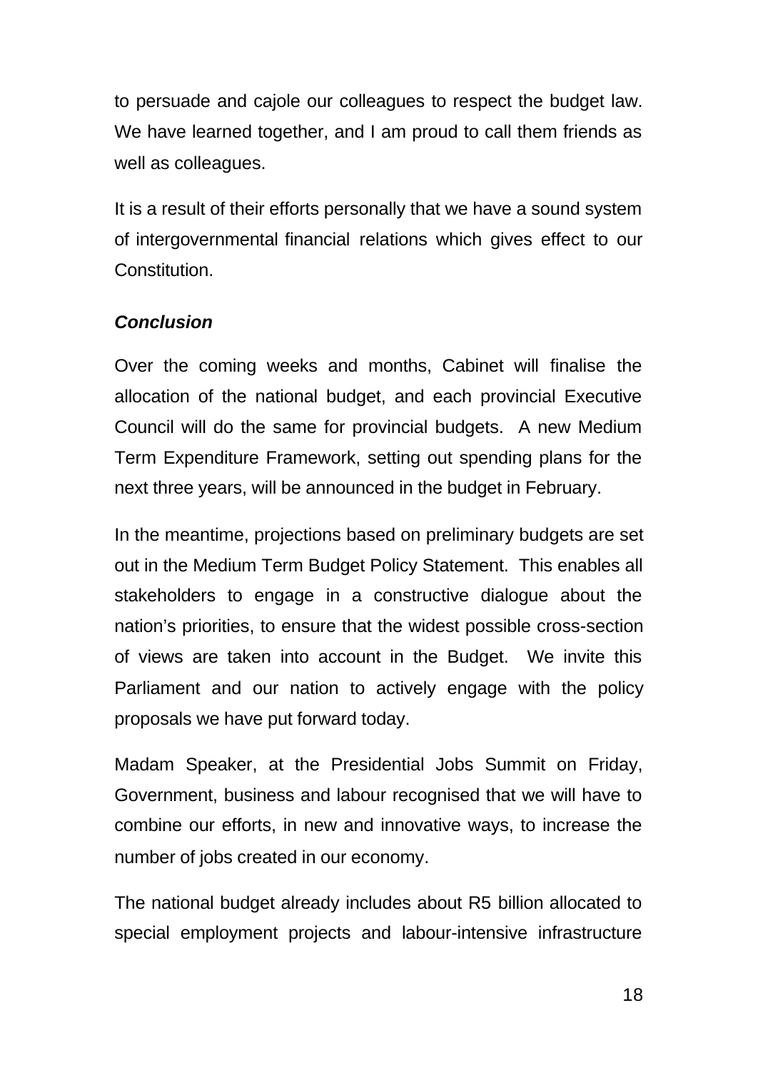to persuade and cajole our colleagues to respect the budget law. We have learned together, and I am proud to call them friends as well as colleagues.

It is a result of their efforts personally that we have a sound system of intergovernmental financial relations which gives effect to our Constitution.

***Conclusion***

Over the coming weeks and months, Cabinet will finalise the allocation of the national budget, and each provincial Executive Council will do the same for provincial budgets. A new Medium Term Expenditure Framework, setting out spending plans for the next three years, will be announced in the budget in February.

In the meantime, projections based on preliminary budgets are set out in the Medium Term Budget Policy Statement. This enables all stakeholders to engage in a constructive dialogue about the nation's priorities, to ensure that the widest possible cross-section of views are taken into account in the Budget. We invite this Parliament and our nation to actively engage with the policy proposals we have put forward today.

Madam Speaker, at the Presidential Jobs Summit on Friday, Government, business and labour recognised that we will have to combine our efforts, in new and innovative ways, to increase the number of jobs created in our economy.

The national budget already includes about R5 billion allocated to special employment projects and labour-intensive infrastructure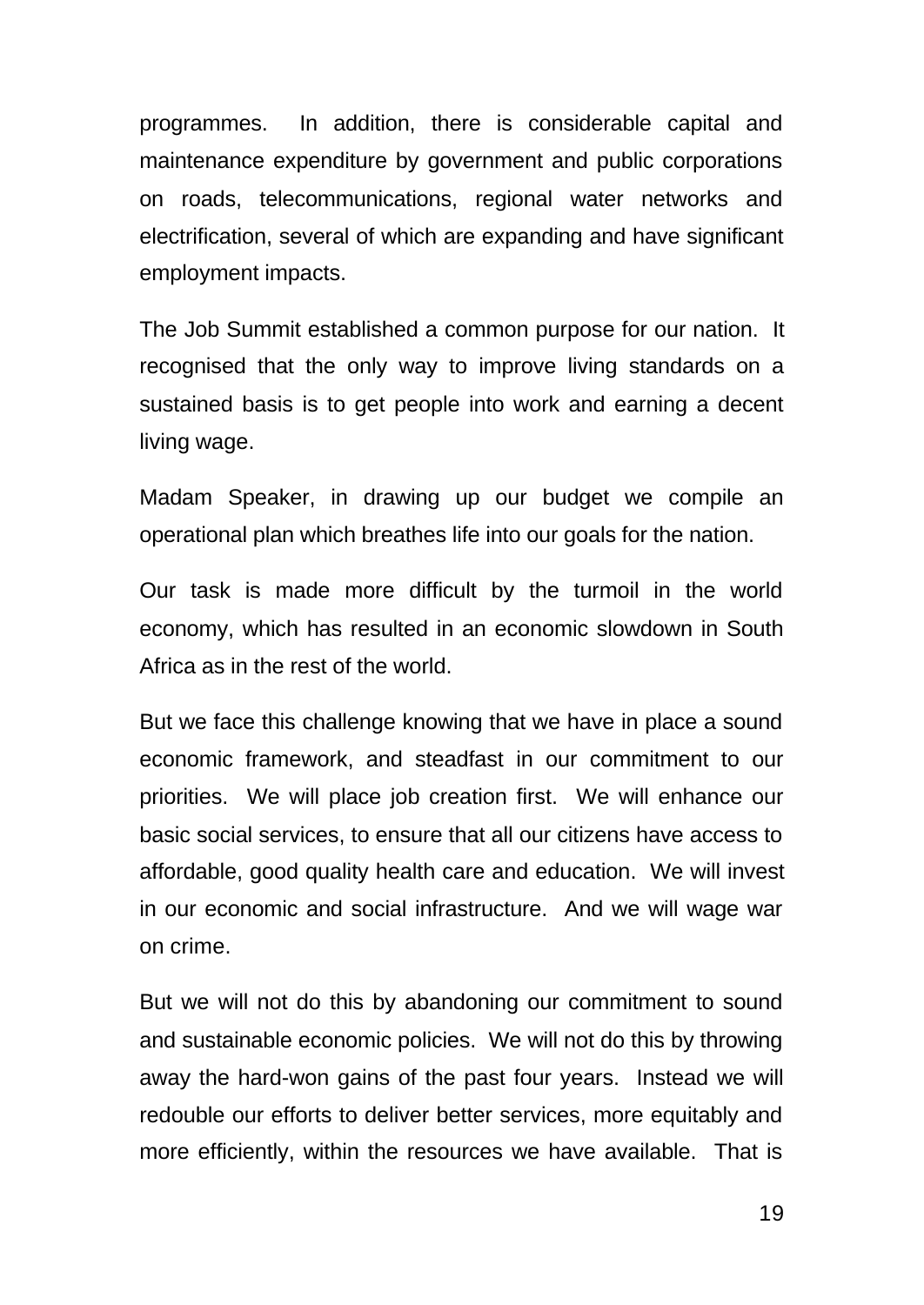programmes. In addition, there is considerable capital and maintenance expenditure by government and public corporations on roads, telecommunications, regional water networks and electrification, several of which are expanding and have significant employment impacts.

The Job Summit established a common purpose for our nation. It recognised that the only way to improve living standards on a sustained basis is to get people into work and earning a decent living wage.

Madam Speaker, in drawing up our budget we compile an operational plan which breathes life into our goals for the nation.

Our task is made more difficult by the turmoil in the world economy, which has resulted in an economic slowdown in South Africa as in the rest of the world.

But we face this challenge knowing that we have in place a sound economic framework, and steadfast in our commitment to our priorities. We will place job creation first. We will enhance our basic social services, to ensure that all our citizens have access to affordable, good quality health care and education. We will invest in our economic and social infrastructure. And we will wage war on crime.

But we will not do this by abandoning our commitment to sound and sustainable economic policies. We will not do this by throwing away the hard-won gains of the past four years. Instead we will redouble our efforts to deliver better services, more equitably and more efficiently, within the resources we have available. That is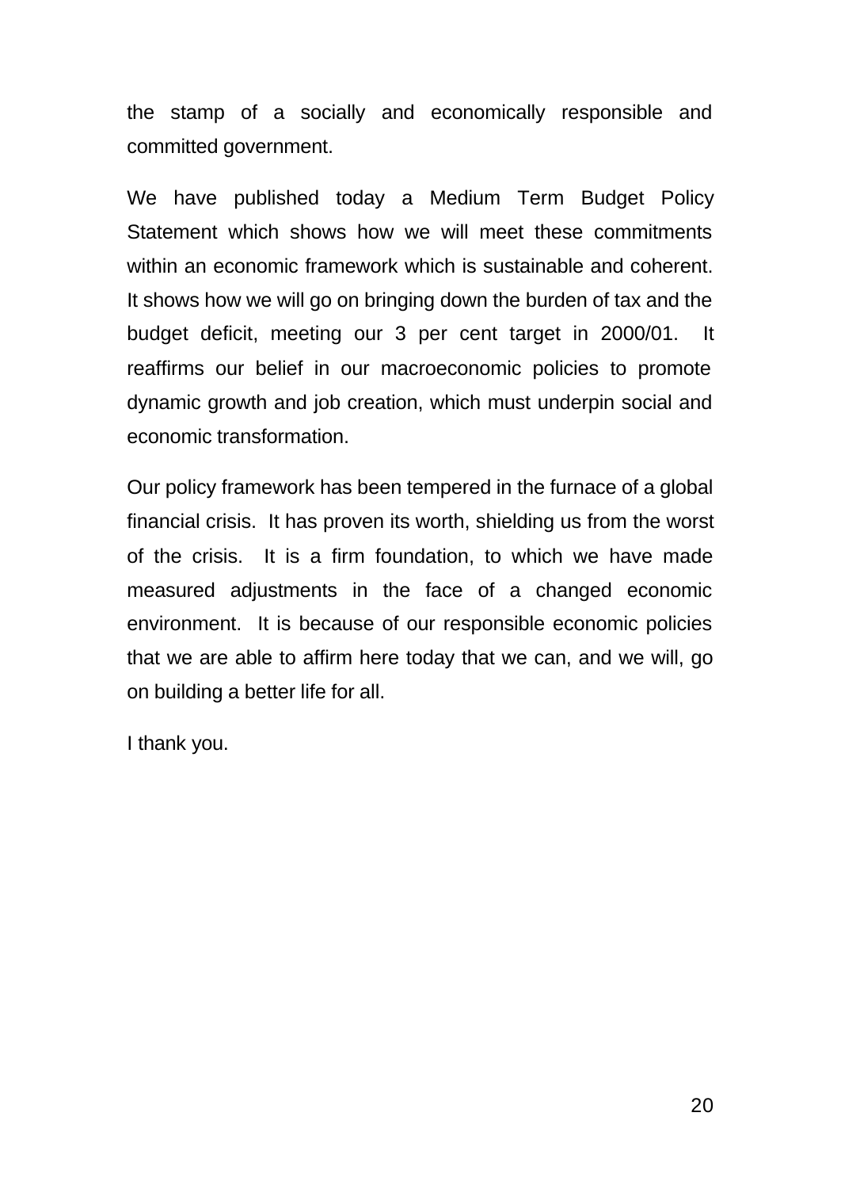the stamp of a socially and economically responsible and committed government.

We have published today a Medium Term Budget Policy Statement which shows how we will meet these commitments within an economic framework which is sustainable and coherent. It shows how we will go on bringing down the burden of tax and the budget deficit, meeting our 3 per cent target in 2000/01. It reaffirms our belief in our macroeconomic policies to promote dynamic growth and job creation, which must underpin social and economic transformation.

Our policy framework has been tempered in the furnace of a global financial crisis. It has proven its worth, shielding us from the worst of the crisis. It is a firm foundation, to which we have made measured adjustments in the face of a changed economic environment. It is because of our responsible economic policies that we are able to affirm here today that we can, and we will, go on building a better life for all.

I thank you.